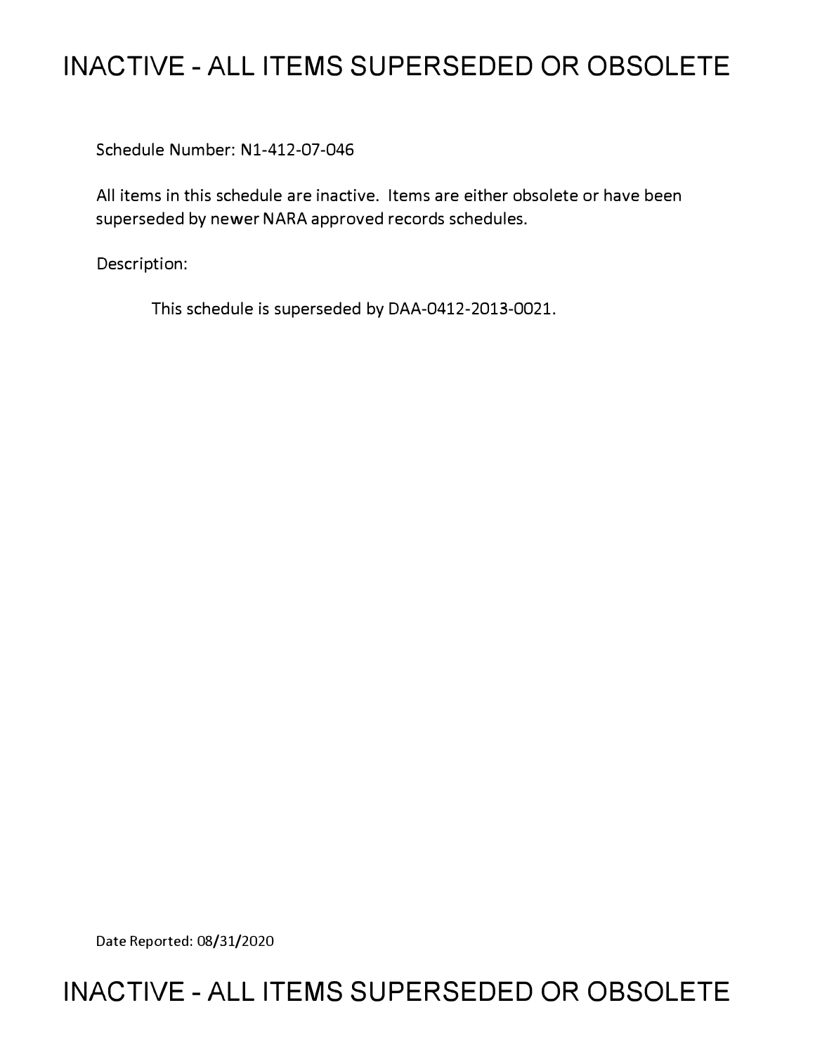# INACTIVE - ALL ITEMS SUPERSEDED OR OBSOLETE

Schedule Number: N1-412-07-046

All items in this schedule are inactive. Items are either obsolete or have been superseded by newer NARA approved records schedules.

Description:

This schedule is superseded by DAA-0412-2013-0021.

Date Reported: 08/31/2020

# INACTIVE - ALL ITEMS SUPERSEDED OR OBSOLETE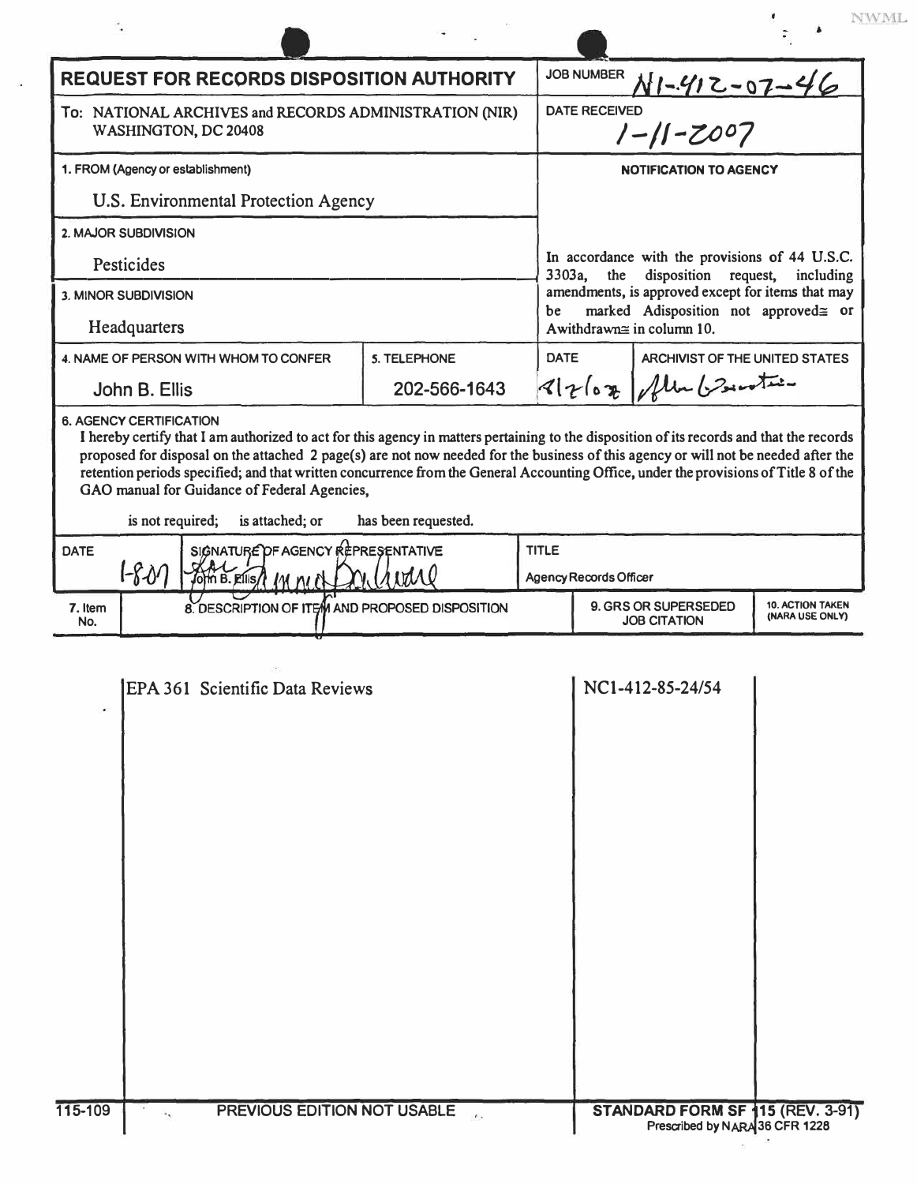# REQUEST FOR RECORDS DISPOSITION AUTHORITY

**JOB NUMBER** N1-412-07-46

**To:** NATIONAL ARCHIVES and RECORDS ADMINISTRATION (NIR) WASHINGTON, DC 20408

**DATE RECEIVED** 1-11-2007

**1. FROM (Agency or establishment)**
U.S. Environmental Protection Agency

**2. MAJOR SUBDIVISION**
Pesticides

**3. MINOR SUBDIVISION**
Headquarters

**4. NAME OF PERSON WITH WHOM TO CONFER**
John B. Ellis

**5. TELEPHONE**
202-566-1643

**NOTIFICATION TO AGENCY**

In accordance with the provisions of 44 U.S.C. 3303a, the disposition request, including amendments, is approved except for items that may be marked Adisposition not approved≅ or Awithdrawn≅ in column 10.

**DATE** 8/2/07 **ARCHIVIST OF THE UNITED STATES** [signature]

**6. AGENCY CERTIFICATION**

I hereby certify that I am authorized to act for this agency in matters pertaining to the disposition of its records and that the records proposed for disposal on the attached 2 page(s) are not now needed for the business of this agency or will not be needed after the retention periods specified; and that written concurrence from the General Accounting Office, under the provisions of Title 8 of the GAO manual for Guidance of Federal Agencies,

is not required; is attached; or has been requested.

| DATE | SIGNATURE OF AGENCY REPRESENTATIVE | TITLE |
|---|---|---|
| 1-8-07 | John B. Ellis [signature] | Agency Records Officer |

| 7. Item No. | 8. DESCRIPTION OF ITEM AND PROPOSED DISPOSITION | 9. GRS OR SUPERSEDED JOB CITATION | 10. ACTION TAKEN (NARA USE ONLY) |
|---|---|---|---|
| | EPA 361 Scientific Data Reviews | NC1-412-85-24/54 | |

115-109 PREVIOUS EDITION NOT USABLE STANDARD FORM SF 115 (REV. 3-91) Prescribed by NARA 36 CFR 1228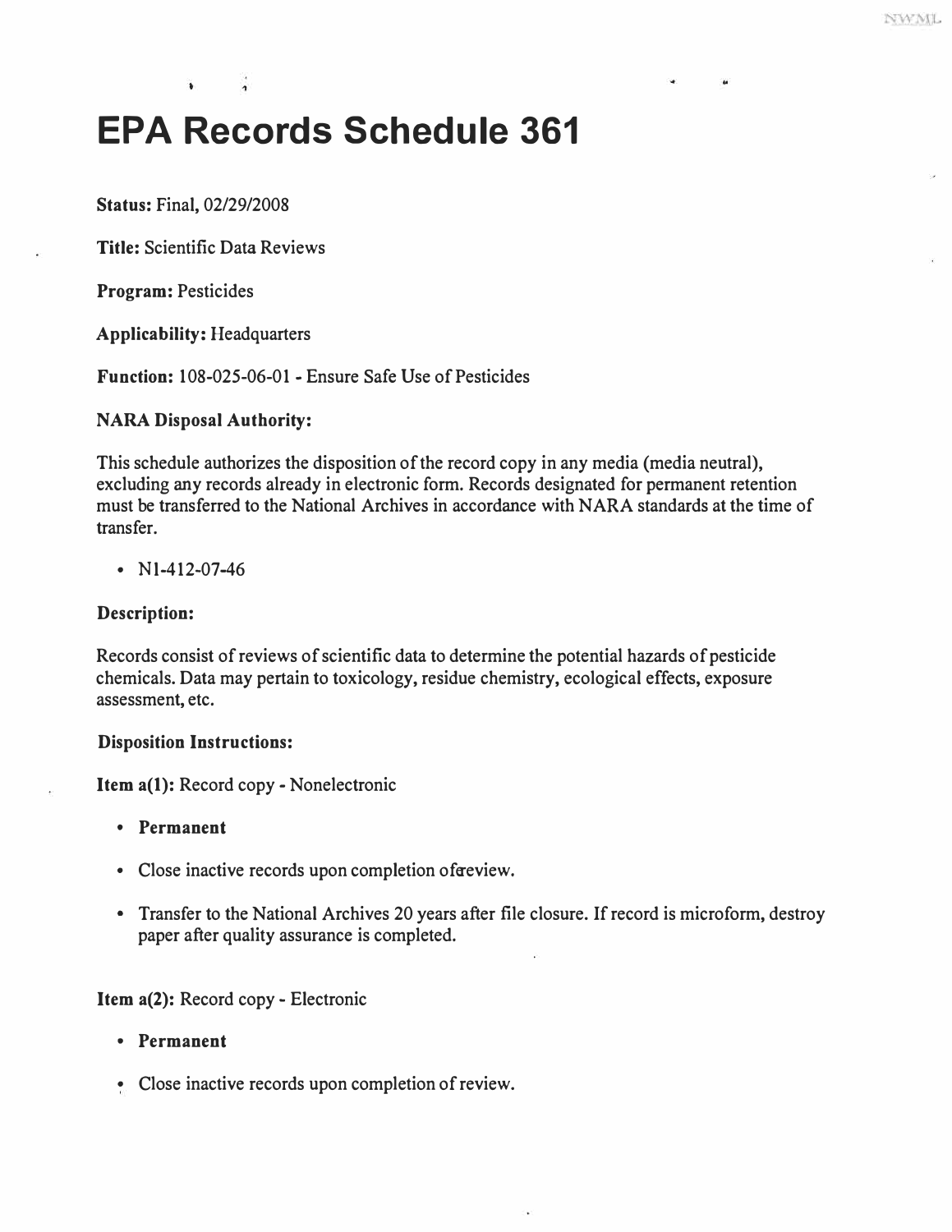# EPA Records Schedule 361

**Status:** Final, 02/29/2008

**Title:** Scientific Data Reviews

**Program:** Pesticides

**Applicability:** Headquarters

**Function:** 108-025-06-01 - Ensure Safe Use of Pesticides

**NARA Disposal Authority:**

This schedule authorizes the disposition of the record copy in any media (media neutral), excluding any records already in electronic form. Records designated for permanent retention must be transferred to the National Archives in accordance with NARA standards at the time of transfer.

- N1-412-07-46

**Description:**

Records consist of reviews of scientific data to determine the potential hazards of pesticide chemicals. Data may pertain to toxicology, residue chemistry, ecological effects, exposure assessment, etc.

**Disposition Instructions:**

**Item a(1):** Record copy - Nonelectronic

- **Permanent**
- Close inactive records upon completion of review.
- Transfer to the National Archives 20 years after file closure. If record is microform, destroy paper after quality assurance is completed.

**Item a(2):** Record copy - Electronic

- **Permanent**
- Close inactive records upon completion of review.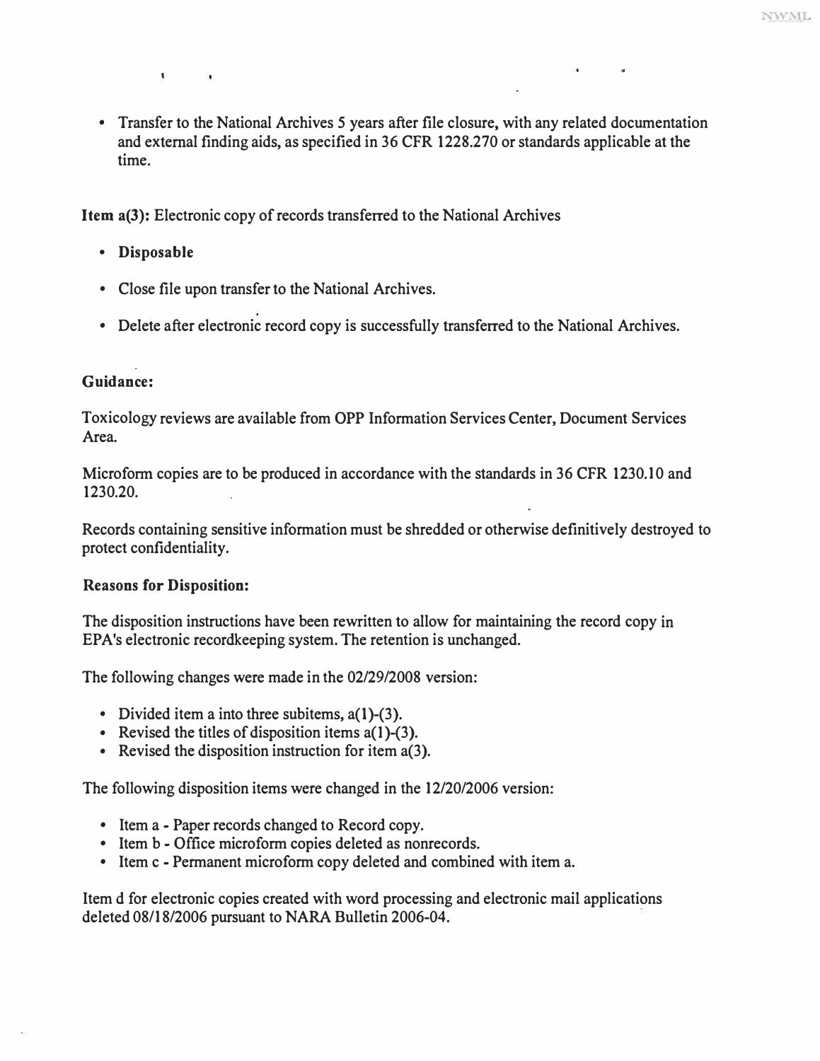- Transfer to the National Archives 5 years after file closure, with any related documentation and external finding aids, as specified in 36 CFR 1228.270 or standards applicable at the time.

**Item a(3):** Electronic copy of records transferred to the National Archives

- **Disposable**
- Close file upon transfer to the National Archives.
- Delete after electronic record copy is successfully transferred to the National Archives.

**Guidance:**

Toxicology reviews are available from OPP Information Services Center, Document Services Area.

Microform copies are to be produced in accordance with the standards in 36 CFR 1230.10 and 1230.20.

Records containing sensitive information must be shredded or otherwise definitively destroyed to protect confidentiality.

**Reasons for Disposition:**

The disposition instructions have been rewritten to allow for maintaining the record copy in EPA's electronic recordkeeping system. The retention is unchanged.

The following changes were made in the 02/29/2008 version:

- Divided item a into three subitems, a(1)-(3).
- Revised the titles of disposition items a(1)-(3).
- Revised the disposition instruction for item a(3).

The following disposition items were changed in the 12/20/2006 version:

- Item a - Paper records changed to Record copy.
- Item b - Office microform copies deleted as nonrecords.
- Item c - Permanent microform copy deleted and combined with item a.

Item d for electronic copies created with word processing and electronic mail applications deleted 08/18/2006 pursuant to NARA Bulletin 2006-04.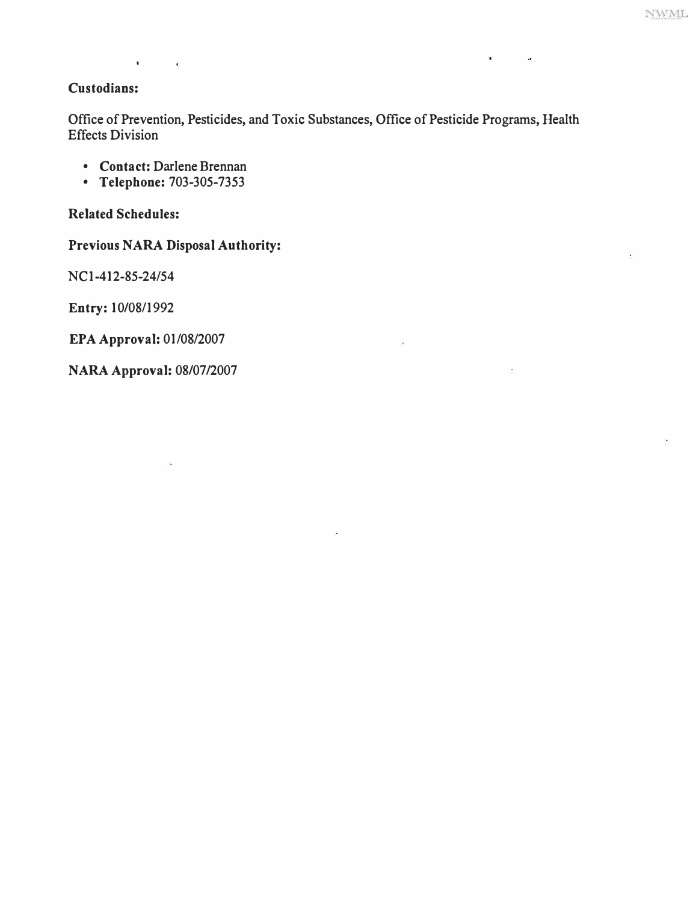**Custodians:**

Office of Prevention, Pesticides, and Toxic Substances, Office of Pesticide Programs, Health Effects Division

- **Contact:** Darlene Brennan
- **Telephone:** 703-305-7353

**Related Schedules:**

**Previous NARA Disposal Authority:**

NC1-412-85-24/54

**Entry:** 10/08/1992

**EPA Approval:** 01/08/2007

**NARA Approval:** 08/07/2007